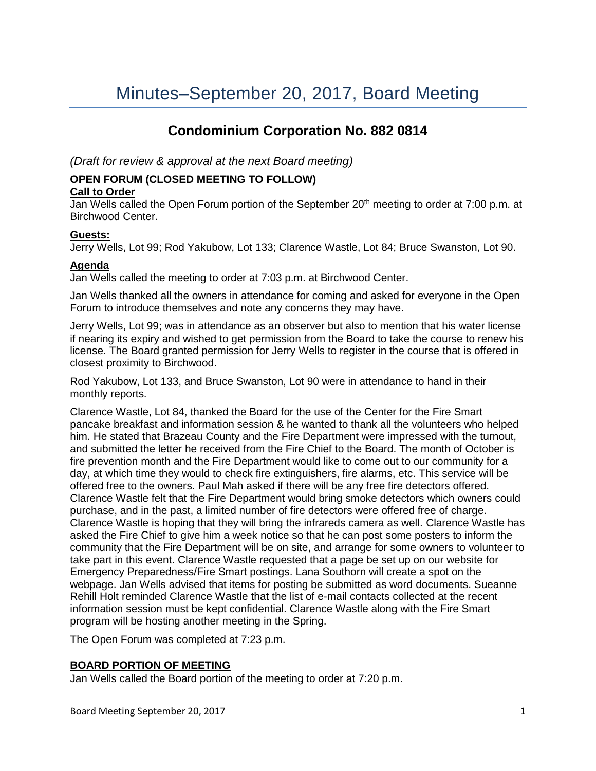# Minutes–September 20, 2017, Board Meeting

## Condominium Corporation No. 882 0814

*(Draft for review & approval at the next Board meeting)*

**OPEN FORUM (CLOSED MEETING TO FOLLOW)**

**Call to Order**

Jan Wells called the Open Forum portion of the September 20th meeting to order at 7:00 p.m. at Birchwood Center.

**Guests:**

Jerry Wells, Lot 99; Rod Yakubow, Lot 133; Clarence Wastle, Lot 84; Bruce Swanston, Lot 90.

**Agenda**

Jan Wells called the meeting to order at 7:03 p.m. at Birchwood Center.

Jan Wells thanked all the owners in attendance for coming and asked for everyone in the Open Forum to introduce themselves and note any concerns they may have.

Jerry Wells, Lot 99; was in attendance as an observer but also to mention that his water license if nearing its expiry and wished to get permission from the Board to take the course to renew his license. The Board granted permission for Jerry Wells to register in the course that is offered in closest proximity to Birchwood.

Rod Yakubow, Lot 133, and Bruce Swanston, Lot 90 were in attendance to hand in their monthly reports.

Clarence Wastle, Lot 84, thanked the Board for the use of the Center for the Fire Smart pancake breakfast and information session & he wanted to thank all the volunteers who helped him. He stated that Brazeau County and the Fire Department were impressed with the turnout, and submitted the letter he received from the Fire Chief to the Board. The month of October is fire prevention month and the Fire Department would like to come out to our community for a day, at which time they would to check fire extinguishers, fire alarms, etc. This service will be offered free to the owners. Paul Mah asked if there will be any free fire detectors offered. Clarence Wastle felt that the Fire Department would bring smoke detectors which owners could purchase, and in the past, a limited number of fire detectors were offered free of charge. Clarence Wastle is hoping that they will bring the infrareds camera as well. Clarence Wastle has asked the Fire Chief to give him a week notice so that he can post some posters to inform the community that the Fire Department will be on site, and arrange for some owners to volunteer to take part in this event. Clarence Wastle requested that a page be set up on our website for Emergency Preparedness/Fire Smart postings. Lana Southorn will create a spot on the webpage. Jan Wells advised that items for posting be submitted as word documents. Sueanne Rehill Holt reminded Clarence Wastle that the list of e-mail contacts collected at the recent information session must be kept confidential. Clarence Wastle along with the Fire Smart program will be hosting another meeting in the Spring.

The Open Forum was completed at 7:23 p.m.

**BOARD PORTION OF MEETING**

Jan Wells called the Board portion of the meeting to order at 7:20 p.m.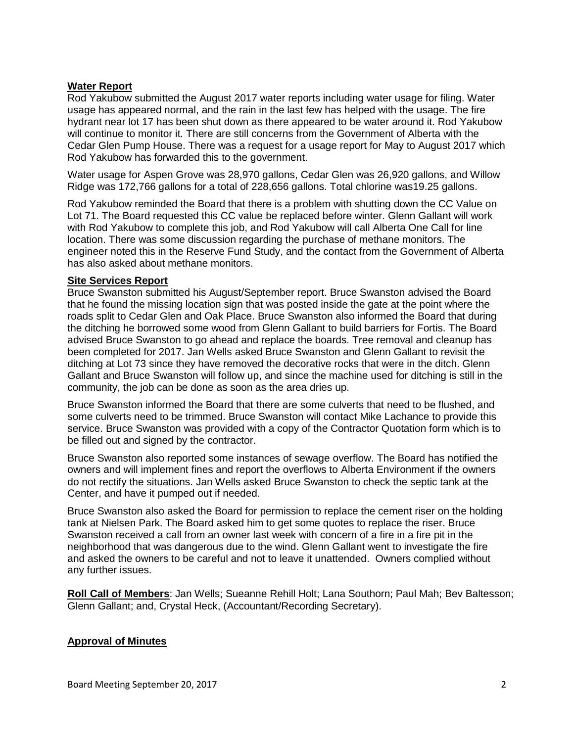**Water Report**

Rod Yakubow submitted the August 2017 water reports including water usage for filing. Water usage has appeared normal, and the rain in the last few has helped with the usage. The fire hydrant near lot 17 has been shut down as there appeared to be water around it. Rod Yakubow will continue to monitor it. There are still concerns from the Government of Alberta with the Cedar Glen Pump House. There was a request for a usage report for May to August 2017 which Rod Yakubow has forwarded this to the government.

Water usage for Aspen Grove was 28,970 gallons, Cedar Glen was 26,920 gallons, and Willow Ridge was 172,766 gallons for a total of 228,656 gallons. Total chlorine was19.25 gallons.

Rod Yakubow reminded the Board that there is a problem with shutting down the CC Value on Lot 71. The Board requested this CC value be replaced before winter. Glenn Gallant will work with Rod Yakubow to complete this job, and Rod Yakubow will call Alberta One Call for line location. There was some discussion regarding the purchase of methane monitors. The engineer noted this in the Reserve Fund Study, and the contact from the Government of Alberta has also asked about methane monitors.

**Site Services Report**

Bruce Swanston submitted his August/September report. Bruce Swanston advised the Board that he found the missing location sign that was posted inside the gate at the point where the roads split to Cedar Glen and Oak Place. Bruce Swanston also informed the Board that during the ditching he borrowed some wood from Glenn Gallant to build barriers for Fortis. The Board advised Bruce Swanston to go ahead and replace the boards. Tree removal and cleanup has been completed for 2017. Jan Wells asked Bruce Swanston and Glenn Gallant to revisit the ditching at Lot 73 since they have removed the decorative rocks that were in the ditch. Glenn Gallant and Bruce Swanston will follow up, and since the machine used for ditching is still in the community, the job can be done as soon as the area dries up.

Bruce Swanston informed the Board that there are some culverts that need to be flushed, and some culverts need to be trimmed. Bruce Swanston will contact Mike Lachance to provide this service. Bruce Swanston was provided with a copy of the Contractor Quotation form which is to be filled out and signed by the contractor.

Bruce Swanston also reported some instances of sewage overflow. The Board has notified the owners and will implement fines and report the overflows to Alberta Environment if the owners do not rectify the situations. Jan Wells asked Bruce Swanston to check the septic tank at the Center, and have it pumped out if needed.

Bruce Swanston also asked the Board for permission to replace the cement riser on the holding tank at Nielsen Park. The Board asked him to get some quotes to replace the riser. Bruce Swanston received a call from an owner last week with concern of a fire in a fire pit in the neighborhood that was dangerous due to the wind. Glenn Gallant went to investigate the fire and asked the owners to be careful and not to leave it unattended. Owners complied without any further issues.

**Roll Call of Members**: Jan Wells; Sueanne Rehill Holt; Lana Southorn; Paul Mah; Bev Baltesson; Glenn Gallant; and, Crystal Heck, (Accountant/Recording Secretary).

**Approval of Minutes**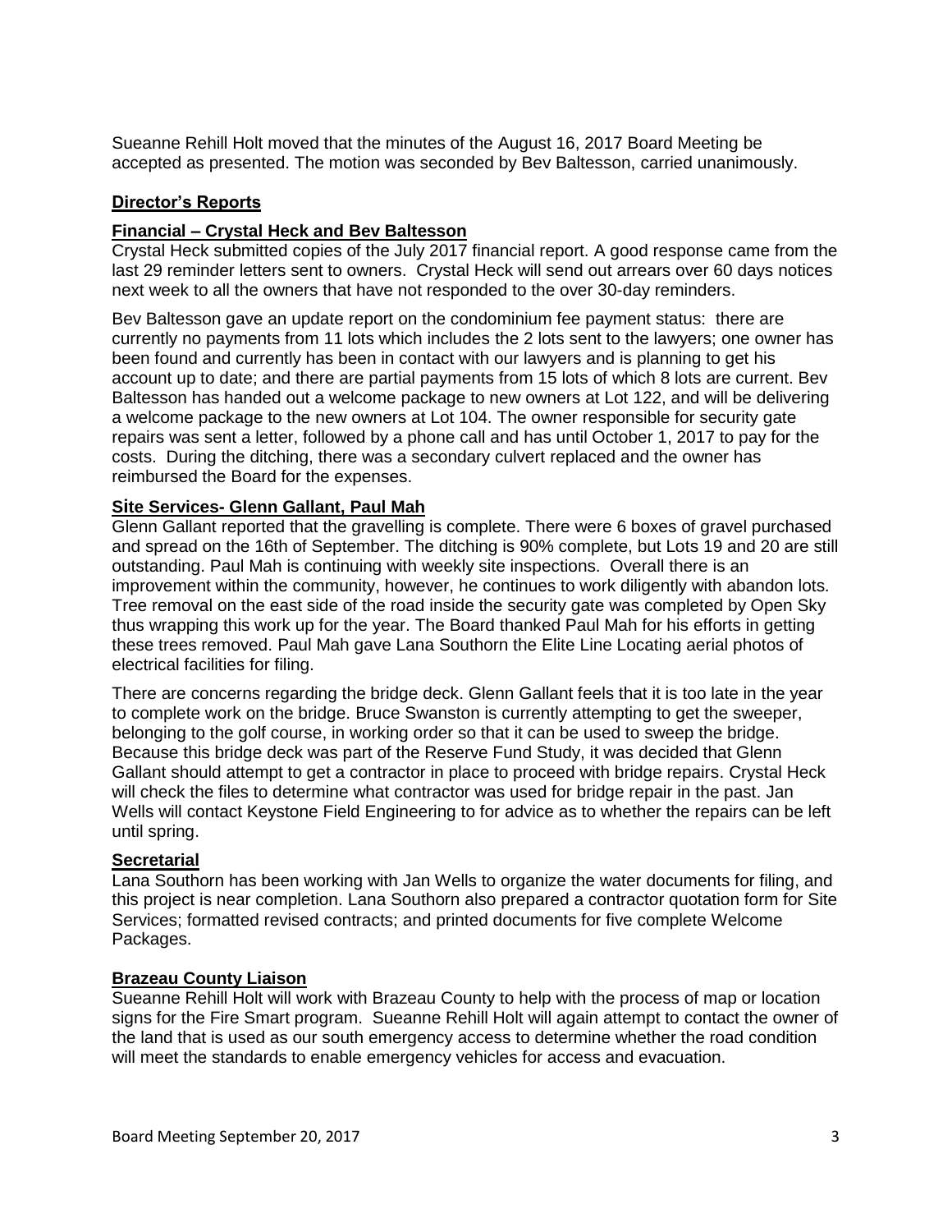Sueanne Rehill Holt moved that the minutes of the August 16, 2017 Board Meeting be accepted as presented. The motion was seconded by Bev Baltesson, carried unanimously.

## Director's Reports

### Financial – Crystal Heck and Bev Baltesson

Crystal Heck submitted copies of the July 2017 financial report. A good response came from the last 29 reminder letters sent to owners. Crystal Heck will send out arrears over 60 days notices next week to all the owners that have not responded to the over 30-day reminders.

Bev Baltesson gave an update report on the condominium fee payment status: there are currently no payments from 11 lots which includes the 2 lots sent to the lawyers; one owner has been found and currently has been in contact with our lawyers and is planning to get his account up to date; and there are partial payments from 15 lots of which 8 lots are current. Bev Baltesson has handed out a welcome package to new owners at Lot 122, and will be delivering a welcome package to the new owners at Lot 104. The owner responsible for security gate repairs was sent a letter, followed by a phone call and has until October 1, 2017 to pay for the costs. During the ditching, there was a secondary culvert replaced and the owner has reimbursed the Board for the expenses.

### Site Services- Glenn Gallant, Paul Mah

Glenn Gallant reported that the gravelling is complete. There were 6 boxes of gravel purchased and spread on the 16th of September. The ditching is 90% complete, but Lots 19 and 20 are still outstanding. Paul Mah is continuing with weekly site inspections. Overall there is an improvement within the community, however, he continues to work diligently with abandon lots. Tree removal on the east side of the road inside the security gate was completed by Open Sky thus wrapping this work up for the year. The Board thanked Paul Mah for his efforts in getting these trees removed. Paul Mah gave Lana Southorn the Elite Line Locating aerial photos of electrical facilities for filing.

There are concerns regarding the bridge deck. Glenn Gallant feels that it is too late in the year to complete work on the bridge. Bruce Swanston is currently attempting to get the sweeper, belonging to the golf course, in working order so that it can be used to sweep the bridge. Because this bridge deck was part of the Reserve Fund Study, it was decided that Glenn Gallant should attempt to get a contractor in place to proceed with bridge repairs. Crystal Heck will check the files to determine what contractor was used for bridge repair in the past. Jan Wells will contact Keystone Field Engineering to for advice as to whether the repairs can be left until spring.

### Secretarial

Lana Southorn has been working with Jan Wells to organize the water documents for filing, and this project is near completion. Lana Southorn also prepared a contractor quotation form for Site Services; formatted revised contracts; and printed documents for five complete Welcome Packages.

### Brazeau County Liaison

Sueanne Rehill Holt will work with Brazeau County to help with the process of map or location signs for the Fire Smart program. Sueanne Rehill Holt will again attempt to contact the owner of the land that is used as our south emergency access to determine whether the road condition will meet the standards to enable emergency vehicles for access and evacuation.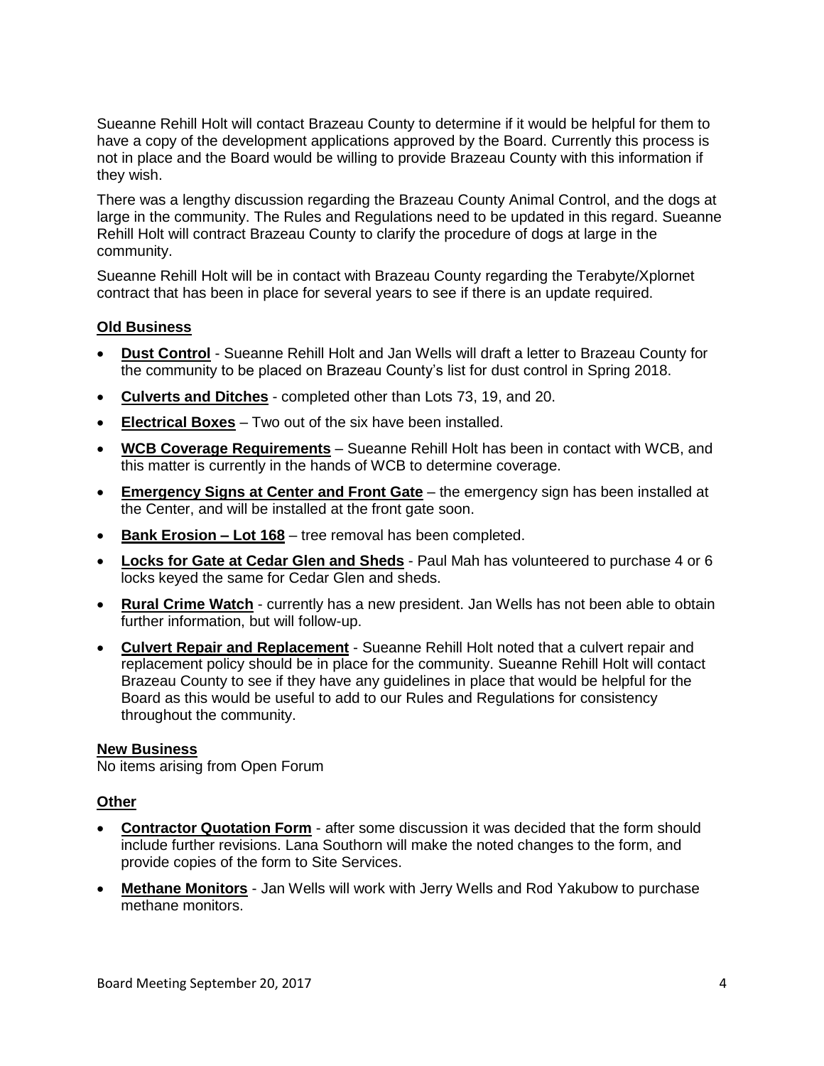Sueanne Rehill Holt will contact Brazeau County to determine if it would be helpful for them to have a copy of the development applications approved by the Board. Currently this process is not in place and the Board would be willing to provide Brazeau County with this information if they wish.

There was a lengthy discussion regarding the Brazeau County Animal Control, and the dogs at large in the community. The Rules and Regulations need to be updated in this regard. Sueanne Rehill Holt will contract Brazeau County to clarify the procedure of dogs at large in the community.

Sueanne Rehill Holt will be in contact with Brazeau County regarding the Terabyte/Xplornet contract that has been in place for several years to see if there is an update required.

**Old Business**

- **Dust Control** - Sueanne Rehill Holt and Jan Wells will draft a letter to Brazeau County for the community to be placed on Brazeau County's list for dust control in Spring 2018.
- **Culverts and Ditches** - completed other than Lots 73, 19, and 20.
- **Electrical Boxes** – Two out of the six have been installed.
- **WCB Coverage Requirements** – Sueanne Rehill Holt has been in contact with WCB, and this matter is currently in the hands of WCB to determine coverage.
- **Emergency Signs at Center and Front Gate** – the emergency sign has been installed at the Center, and will be installed at the front gate soon.
- **Bank Erosion – Lot 168** – tree removal has been completed.
- **Locks for Gate at Cedar Glen and Sheds** - Paul Mah has volunteered to purchase 4 or 6 locks keyed the same for Cedar Glen and sheds.
- **Rural Crime Watch** - currently has a new president. Jan Wells has not been able to obtain further information, but will follow-up.
- **Culvert Repair and Replacement** - Sueanne Rehill Holt noted that a culvert repair and replacement policy should be in place for the community. Sueanne Rehill Holt will contact Brazeau County to see if they have any guidelines in place that would be helpful for the Board as this would be useful to add to our Rules and Regulations for consistency throughout the community.

**New Business**

No items arising from Open Forum

**Other**

- **Contractor Quotation Form** - after some discussion it was decided that the form should include further revisions. Lana Southorn will make the noted changes to the form, and provide copies of the form to Site Services.
- **Methane Monitors** - Jan Wells will work with Jerry Wells and Rod Yakubow to purchase methane monitors.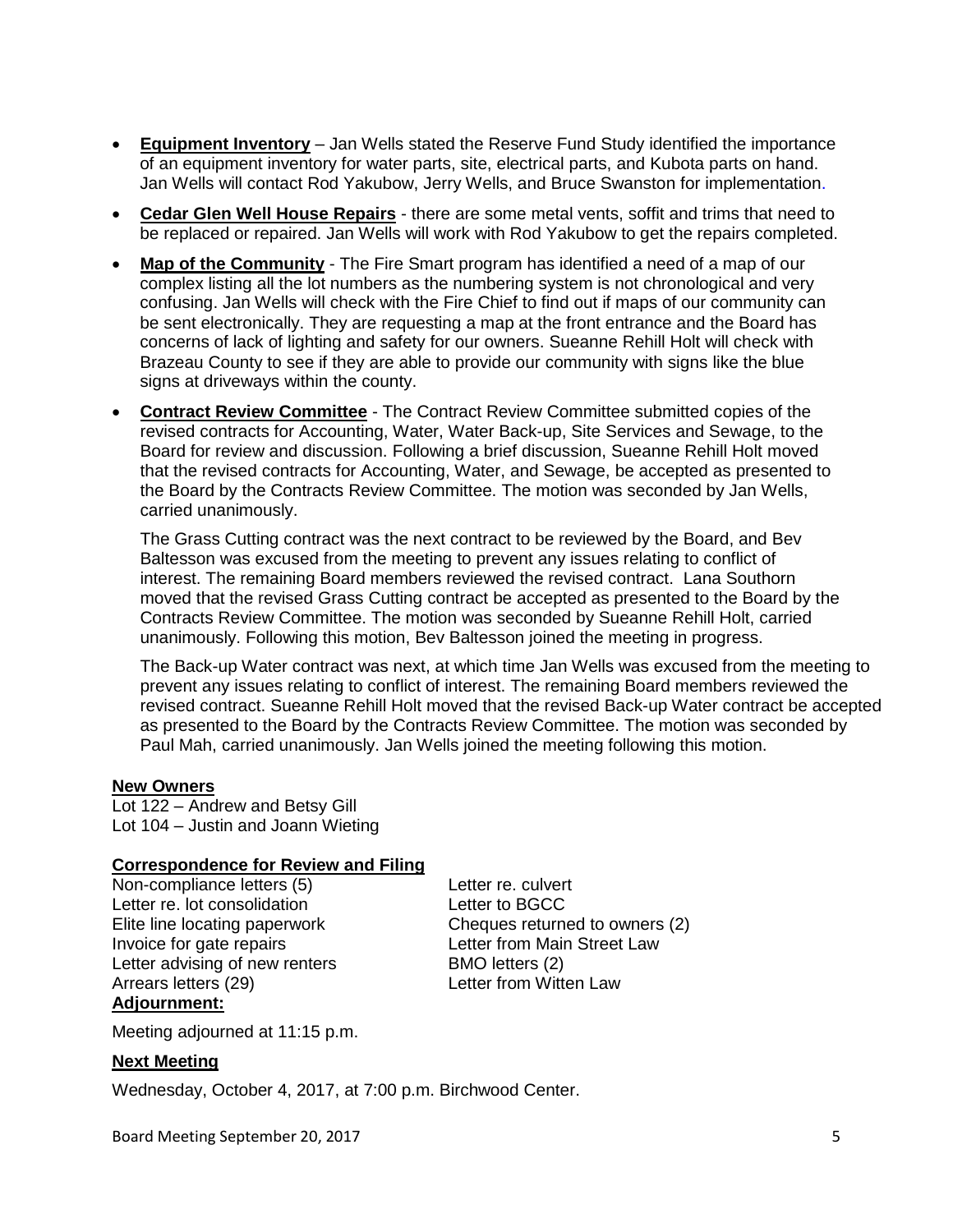- **Equipment Inventory** – Jan Wells stated the Reserve Fund Study identified the importance of an equipment inventory for water parts, site, electrical parts, and Kubota parts on hand. Jan Wells will contact Rod Yakubow, Jerry Wells, and Bruce Swanston for implementation.
- **Cedar Glen Well House Repairs** - there are some metal vents, soffit and trims that need to be replaced or repaired. Jan Wells will work with Rod Yakubow to get the repairs completed.
- **Map of the Community** - The Fire Smart program has identified a need of a map of our complex listing all the lot numbers as the numbering system is not chronological and very confusing. Jan Wells will check with the Fire Chief to find out if maps of our community can be sent electronically. They are requesting a map at the front entrance and the Board has concerns of lack of lighting and safety for our owners. Sueanne Rehill Holt will check with Brazeau County to see if they are able to provide our community with signs like the blue signs at driveways within the county.
- **Contract Review Committee** - The Contract Review Committee submitted copies of the revised contracts for Accounting, Water, Water Back-up, Site Services and Sewage, to the Board for review and discussion. Following a brief discussion, Sueanne Rehill Holt moved that the revised contracts for Accounting, Water, and Sewage, be accepted as presented to the Board by the Contracts Review Committee. The motion was seconded by Jan Wells, carried unanimously.

  The Grass Cutting contract was the next contract to be reviewed by the Board, and Bev Baltesson was excused from the meeting to prevent any issues relating to conflict of interest. The remaining Board members reviewed the revised contract. Lana Southorn moved that the revised Grass Cutting contract be accepted as presented to the Board by the Contracts Review Committee. The motion was seconded by Sueanne Rehill Holt, carried unanimously. Following this motion, Bev Baltesson joined the meeting in progress.

  The Back-up Water contract was next, at which time Jan Wells was excused from the meeting to prevent any issues relating to conflict of interest. The remaining Board members reviewed the revised contract. Sueanne Rehill Holt moved that the revised Back-up Water contract be accepted as presented to the Board by the Contracts Review Committee. The motion was seconded by Paul Mah, carried unanimously. Jan Wells joined the meeting following this motion.

**New Owners**

Lot 122 – Andrew and Betsy Gill
Lot 104 – Justin and Joann Wieting

**Correspondence for Review and Filing**

Non-compliance letters (5)
Letter re. lot consolidation
Elite line locating paperwork
Invoice for gate repairs
Letter advising of new renters
Arrears letters (29)
Letter re. culvert
Letter to BGCC
Cheques returned to owners (2)
Letter from Main Street Law
BMO letters (2)
Letter from Witten Law

**Adjournment:**

Meeting adjourned at 11:15 p.m.

**Next Meeting**

Wednesday, October 4, 2017, at 7:00 p.m. Birchwood Center.